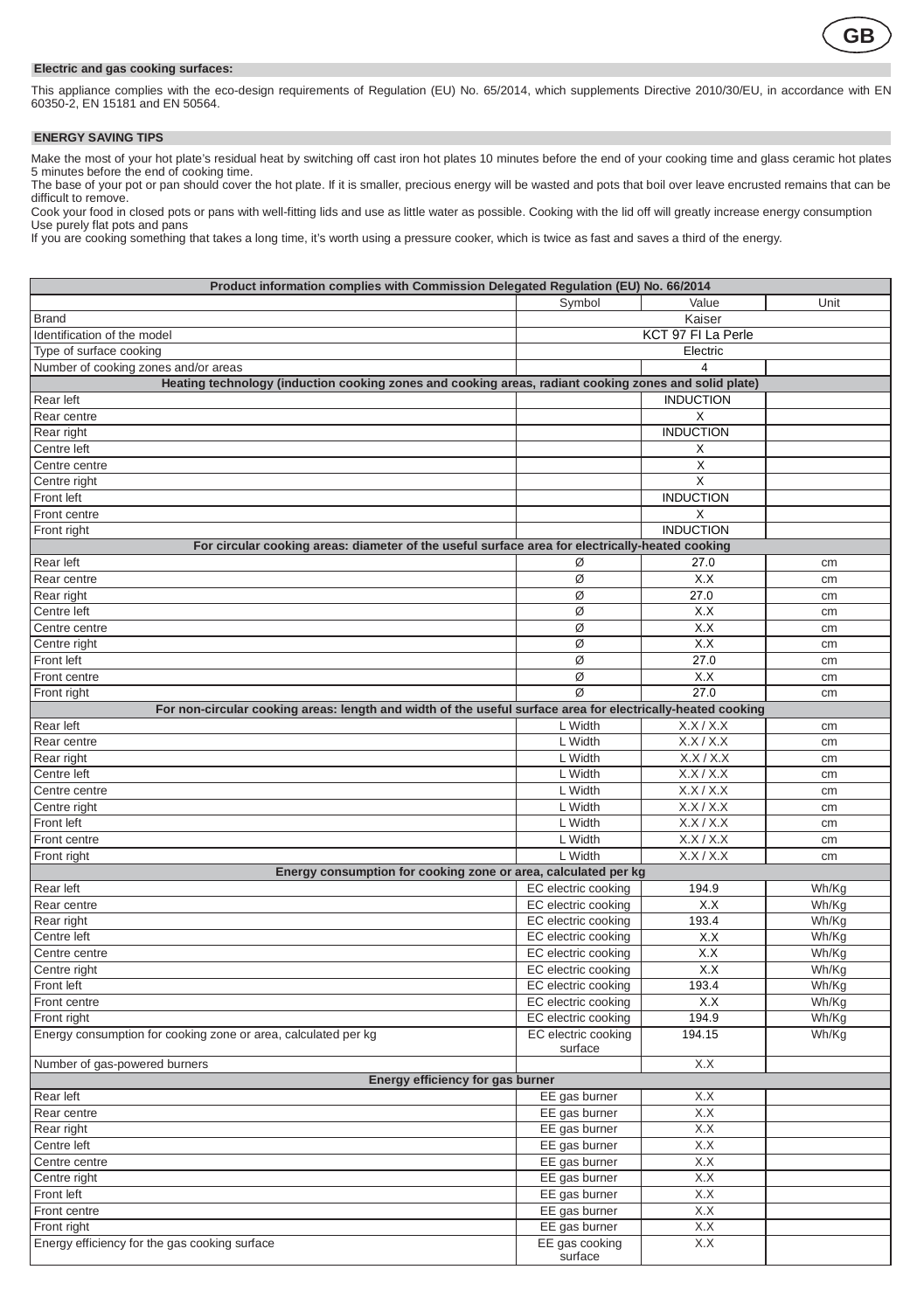## Electric and gas cooking surfaces:

This appliance complies with the eco-design requirements of Regulation (EU) No. 65/2014, which supplements Directive 2010/30/EU, in accordance with EN 60350-2, EN 15181 and EN 50564.

## ENERGY SAVING TIPS

Make the most of your hot plate's residual heat by switching off cast iron hot plates 10 minutes before the end of your cooking time and glass ceramic hot plates 5 minutes before the end of cooking time.
The base of your pot or pan should cover the hot plate. If it is smaller, precious energy will be wasted and pots that boil over leave encrusted remains that can be difficult to remove.
Cook your food in closed pots or pans with well-fitting lids and use as little water as possible. Cooking with the lid off will greatly increase energy consumption
Use purely flat pots and pans
If you are cooking something that takes a long time, it's worth using a pressure cooker, which is twice as fast and saves a third of the energy.

| Product information complies with Commission Delegated Regulation (EU) No. 66/2014 | | | |
|---|---|---|---|
| | Symbol | Value | Unit |
| Brand | | Kaiser | |
| Identification of the model | | KCT 97 FI La Perle | |
| Type of surface cooking | | Electric | |
| Number of cooking zones and/or areas | | 4 | |
| **Heating technology (induction cooking zones and cooking areas, radiant cooking zones and solid plate)** | | | |
| Rear left | | INDUCTION | |
| Rear centre | | X | |
| Rear right | | INDUCTION | |
| Centre left | | X | |
| Centre centre | | X | |
| Centre right | | X | |
| Front left | | INDUCTION | |
| Front centre | | X | |
| Front right | | INDUCTION | |
| **For circular cooking areas: diameter of the useful surface area for electrically-heated cooking** | | | |
| Rear left | Ø | 27.0 | cm |
| Rear centre | Ø | X.X | cm |
| Rear right | Ø | 27.0 | cm |
| Centre left | Ø | X.X | cm |
| Centre centre | Ø | X.X | cm |
| Centre right | Ø | X.X | cm |
| Front left | Ø | 27.0 | cm |
| Front centre | Ø | X.X | cm |
| Front right | Ø | 27.0 | cm |
| **For non-circular cooking areas: length and width of the useful surface area for electrically-heated cooking** | | | |
| Rear left | L Width | X.X / X.X | cm |
| Rear centre | L Width | X.X / X.X | cm |
| Rear right | L Width | X.X / X.X | cm |
| Centre left | L Width | X.X / X.X | cm |
| Centre centre | L Width | X.X / X.X | cm |
| Centre right | L Width | X.X / X.X | cm |
| Front left | L Width | X.X / X.X | cm |
| Front centre | L Width | X.X / X.X | cm |
| Front right | L Width | X.X / X.X | cm |
| **Energy consumption for cooking zone or area, calculated per kg** | | | |
| Rear left | EC electric cooking | 194.9 | Wh/Kg |
| Rear centre | EC electric cooking | X.X | Wh/Kg |
| Rear right | EC electric cooking | 193.4 | Wh/Kg |
| Centre left | EC electric cooking | X.X | Wh/Kg |
| Centre centre | EC electric cooking | X.X | Wh/Kg |
| Centre right | EC electric cooking | X.X | Wh/Kg |
| Front left | EC electric cooking | 193.4 | Wh/Kg |
| Front centre | EC electric cooking | X.X | Wh/Kg |
| Front right | EC electric cooking | 194.9 | Wh/Kg |
| Energy consumption for cooking zone or area, calculated per kg | EC electric cooking surface | 194.15 | Wh/Kg |
| Number of gas-powered burners | | X.X | |
| **Energy efficiency for gas burner** | | | |
| Rear left | EE gas burner | X.X | |
| Rear centre | EE gas burner | X.X | |
| Rear right | EE gas burner | X.X | |
| Centre left | EE gas burner | X.X | |
| Centre centre | EE gas burner | X.X | |
| Centre right | EE gas burner | X.X | |
| Front left | EE gas burner | X.X | |
| Front centre | EE gas burner | X.X | |
| Front right | EE gas burner | X.X | |
| Energy efficiency for the gas cooking surface | EE gas cooking surface | X.X | |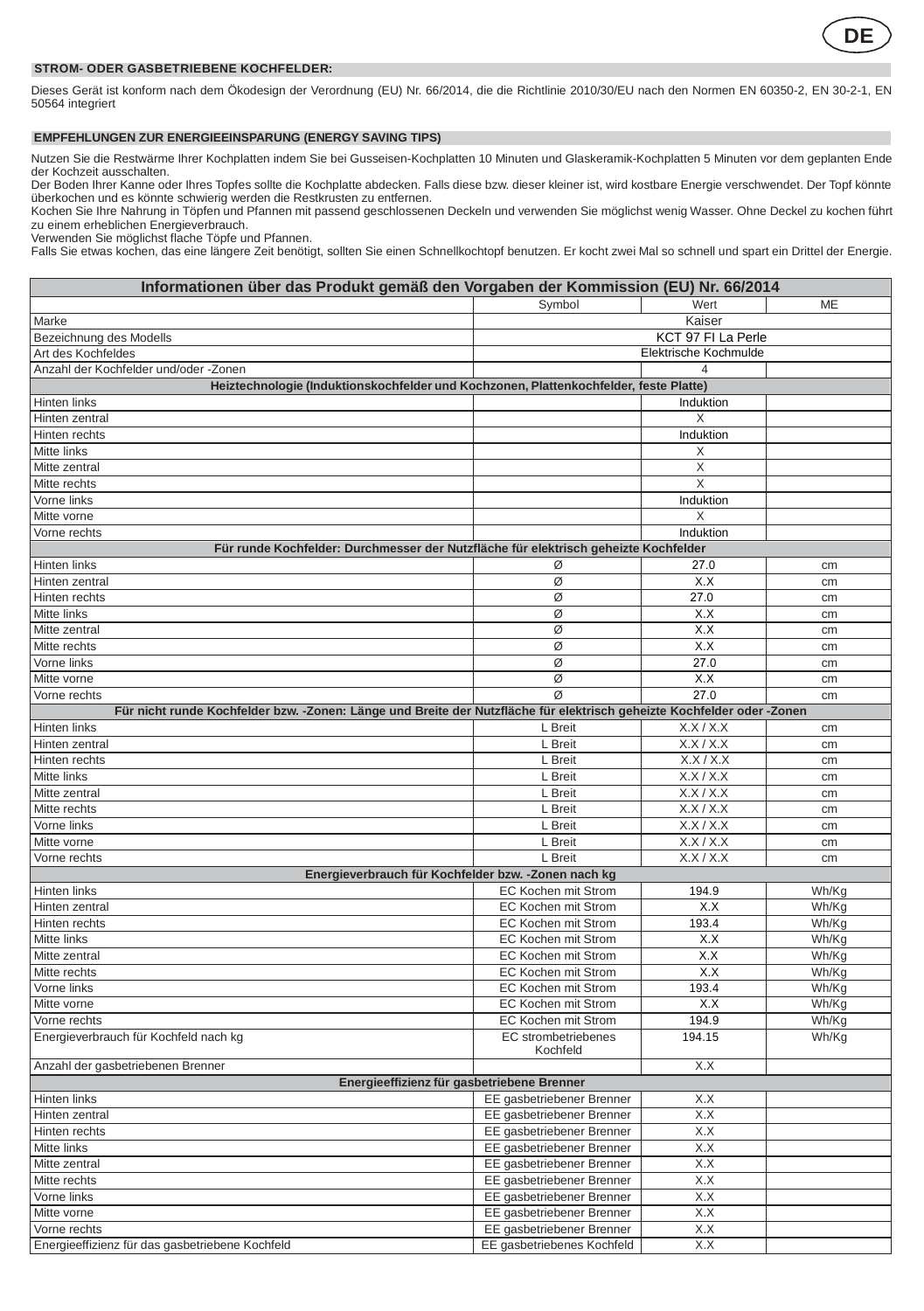## STROM- ODER GASBETRIEBENE KOCHFELDER:

Dieses Gerät ist konform nach dem Ökodesign der Verordnung (EU) Nr. 66/2014, die die Richtlinie 2010/30/EU nach den Normen EN 60350-2, EN 30-2-1, EN 50564 integriert

## EMPFEHLUNGEN ZUR ENERGIEEINSPARUNG (ENERGY SAVING TIPS)

Nutzen Sie die Restwärme Ihrer Kochplatten indem Sie bei Gusseisen-Kochplatten 10 Minuten und Glaskeramik-Kochplatten 5 Minuten vor dem geplanten Ende der Kochzeit ausschalten.
Der Boden Ihrer Kanne oder Ihres Topfes sollte die Kochplatte abdecken. Falls diese bzw. dieser kleiner ist, wird kostbare Energie verschwendet. Der Topf könnte überkochen und es könnte schwierig werden die Restkrusten zu entfernen.
Kochen Sie Ihre Nahrung in Töpfen und Pfannen mit passend geschlossenen Deckeln und verwenden Sie möglichst wenig Wasser. Ohne Deckel zu kochen führt zu einem erheblichen Energieverbrauch.
Verwenden Sie möglichst flache Töpfe und Pfannen.
Falls Sie etwas kochen, das eine längere Zeit benötigt, sollten Sie einen Schnellkochtopf benutzen. Er kocht zwei Mal so schnell und spart ein Drittel der Energie.

| Informationen über das Produkt gemäß den Vorgaben der Kommission (EU) Nr. 66/2014 | | | |
|---|---|---|---|
| | Symbol | Wert | ME |
| Marke | Kaiser | | |
| Bezeichnung des Modells | KCT 97 FI La Perle | | |
| Art des Kochfeldes | Elektrische Kochmulde | | |
| Anzahl der Kochfelder und/oder -Zonen | | 4 | |
| **Heiztechnologie (Induktionskochfelder und Kochzonen, Plattenkochfelder, feste Platte)** | | | |
| Hinten links | | Induktion | |
| Hinten zentral | | X | |
| Hinten rechts | | Induktion | |
| Mitte links | | X | |
| Mitte zentral | | X | |
| Mitte rechts | | X | |
| Vorne links | | Induktion | |
| Mitte vorne | | X | |
| Vorne rechts | | Induktion | |
| **Für runde Kochfelder: Durchmesser der Nutzfläche für elektrisch geheizte Kochfelder** | | | |
| Hinten links | Ø | 27.0 | cm |
| Hinten zentral | Ø | X.X | cm |
| Hinten rechts | Ø | 27.0 | cm |
| Mitte links | Ø | X.X | cm |
| Mitte zentral | Ø | X.X | cm |
| Mitte rechts | Ø | X.X | cm |
| Vorne links | Ø | 27.0 | cm |
| Mitte vorne | Ø | X.X | cm |
| Vorne rechts | Ø | 27.0 | cm |
| **Für nicht runde Kochfelder bzw. -Zonen: Länge und Breite der Nutzfläche für elektrisch geheizte Kochfelder oder -Zonen** | | | |
| Hinten links | L Breit | X.X / X.X | cm |
| Hinten zentral | L Breit | X.X / X.X | cm |
| Hinten rechts | L Breit | X.X / X.X | cm |
| Mitte links | L Breit | X.X / X.X | cm |
| Mitte zentral | L Breit | X.X / X.X | cm |
| Mitte rechts | L Breit | X.X / X.X | cm |
| Vorne links | L Breit | X.X / X.X | cm |
| Mitte vorne | L Breit | X.X / X.X | cm |
| Vorne rechts | L Breit | X.X / X.X | cm |
| **Energieverbrauch für Kochfelder bzw. -Zonen nach kg** | | | |
| Hinten links | EC Kochen mit Strom | 194.9 | Wh/Kg |
| Hinten zentral | EC Kochen mit Strom | X.X | Wh/Kg |
| Hinten rechts | EC Kochen mit Strom | 193.4 | Wh/Kg |
| Mitte links | EC Kochen mit Strom | X.X | Wh/Kg |
| Mitte zentral | EC Kochen mit Strom | X.X | Wh/Kg |
| Mitte rechts | EC Kochen mit Strom | X.X | Wh/Kg |
| Vorne links | EC Kochen mit Strom | 193.4 | Wh/Kg |
| Mitte vorne | EC Kochen mit Strom | X.X | Wh/Kg |
| Vorne rechts | EC Kochen mit Strom | 194.9 | Wh/Kg |
| Energieverbrauch für Kochfeld nach kg | EC strombetriebenes Kochfeld | 194.15 | Wh/Kg |
| Anzahl der gasbetriebenen Brenner | | X.X | |
| **Energieeffizienz für gasbetriebene Brenner** | | | |
| Hinten links | EE gasbetriebener Brenner | X.X | |
| Hinten zentral | EE gasbetriebener Brenner | X.X | |
| Hinten rechts | EE gasbetriebener Brenner | X.X | |
| Mitte links | EE gasbetriebener Brenner | X.X | |
| Mitte zentral | EE gasbetriebener Brenner | X.X | |
| Mitte rechts | EE gasbetriebener Brenner | X.X | |
| Vorne links | EE gasbetriebener Brenner | X.X | |
| Mitte vorne | EE gasbetriebener Brenner | X.X | |
| Vorne rechts | EE gasbetriebener Brenner | X.X | |
| Energieeffizienz für das gasbetriebene Kochfeld | EE gasbetriebenes Kochfeld | X.X | |